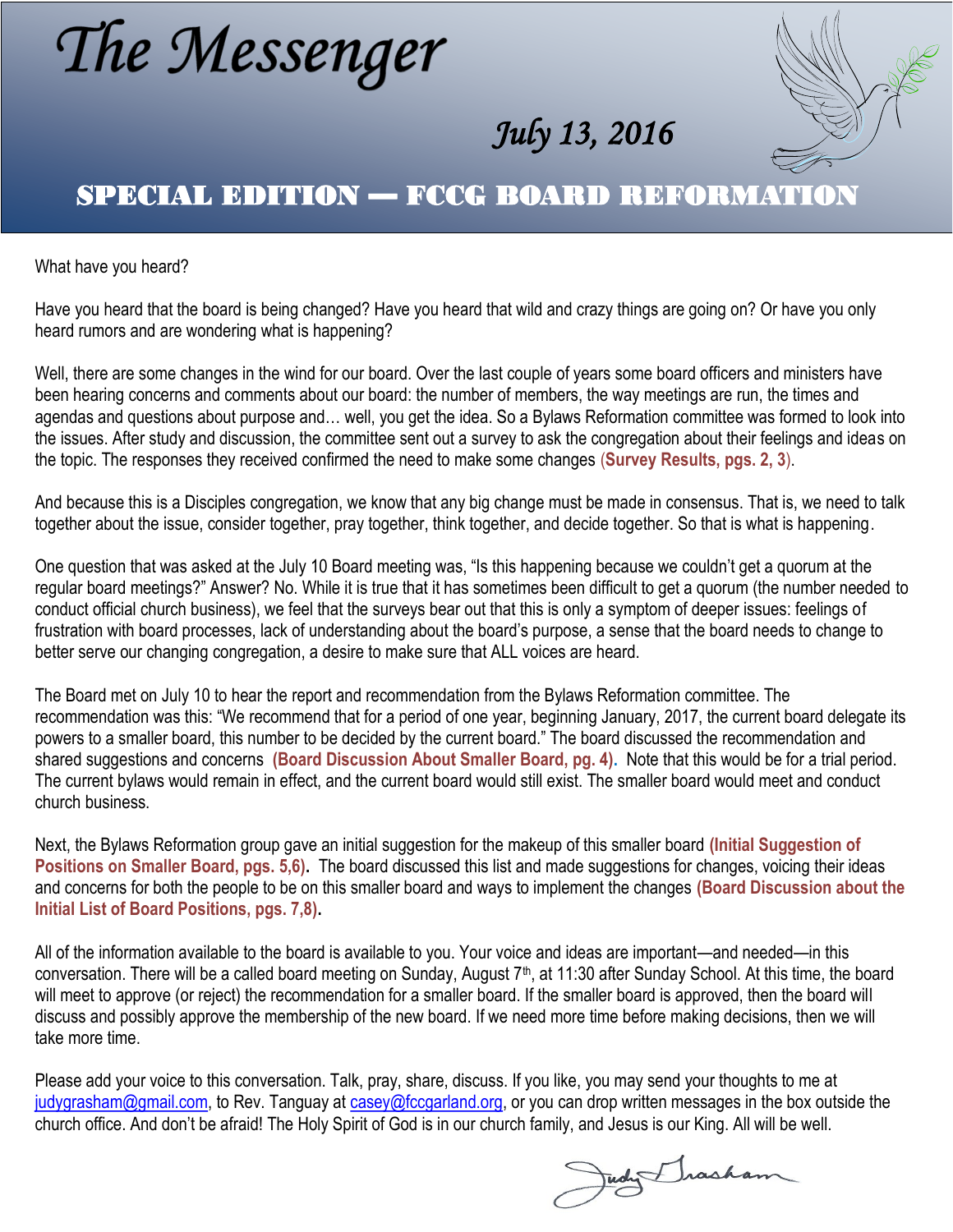# The Messenger

*July 13, 2016*

## SPECIAL EDITION — FCCG BOARD REFORMATION

What have you heard?

Have you heard that the board is being changed? Have you heard that wild and crazy things are going on? Or have you only heard rumors and are wondering what is happening?

Well, there are some changes in the wind for our board. Over the last couple of years some board officers and ministers have been hearing concerns and comments about our board: the number of members, the way meetings are run, the times and agendas and questions about purpose and… well, you get the idea. So a Bylaws Reformation committee was formed to look into the issues. After study and discussion, the committee sent out a survey to ask the congregation about their feelings and ideas on the topic. The responses they received confirmed the need to make some changes (**Survey Results, pgs. 2, 3**).

And because this is a Disciples congregation, we know that any big change must be made in consensus. That is, we need to talk together about the issue, consider together, pray together, think together, and decide together. So that is what is happening.

One question that was asked at the July 10 Board meeting was, "Is this happening because we couldn't get a quorum at the regular board meetings?" Answer? No. While it is true that it has sometimes been difficult to get a quorum (the number needed to conduct official church business), we feel that the surveys bear out that this is only a symptom of deeper issues: feelings of frustration with board processes, lack of understanding about the board's purpose, a sense that the board needs to change to better serve our changing congregation, a desire to make sure that ALL voices are heard.

The Board met on July 10 to hear the report and recommendation from the Bylaws Reformation committee. The recommendation was this: "We recommend that for a period of one year, beginning January, 2017, the current board delegate its powers to a smaller board, this number to be decided by the current board." The board discussed the recommendation and shared suggestions and concerns **(Board Discussion About Smaller Board, pg. 4)**. Note that this would be for a trial period. The current bylaws would remain in effect, and the current board would still exist. The smaller board would meet and conduct church business.

Next, the Bylaws Reformation group gave an initial suggestion for the makeup of this smaller board **(Initial Suggestion of Positions on Smaller Board, pgs. 5,6)**. The board discussed this list and made suggestions for changes, voicing their ideas and concerns for both the people to be on this smaller board and ways to implement the changes **(Board Discussion about the Initial List of Board Positions, pgs. 7,8)**.

All of the information available to the board is available to you. Your voice and ideas are important—and needed—in this conversation. There will be a called board meeting on Sunday, August 7th, at 11:30 after Sunday School. At this time, the board will meet to approve (or reject) the recommendation for a smaller board. If the smaller board is approved, then the board will discuss and possibly approve the membership of the new board. If we need more time before making decisions, then we will take more time.

Please add your voice to this conversation. Talk, pray, share, discuss. If you like, you may send your thoughts to me at judygrasham@gmail.com, to Rev. Tanguay at casey@fccgarland.org, or you can drop written messages in the box outside the church office. And don't be afraid! The Holy Spirit of God is in our church family, and Jesus is our King. All will be well.

Judy Grasham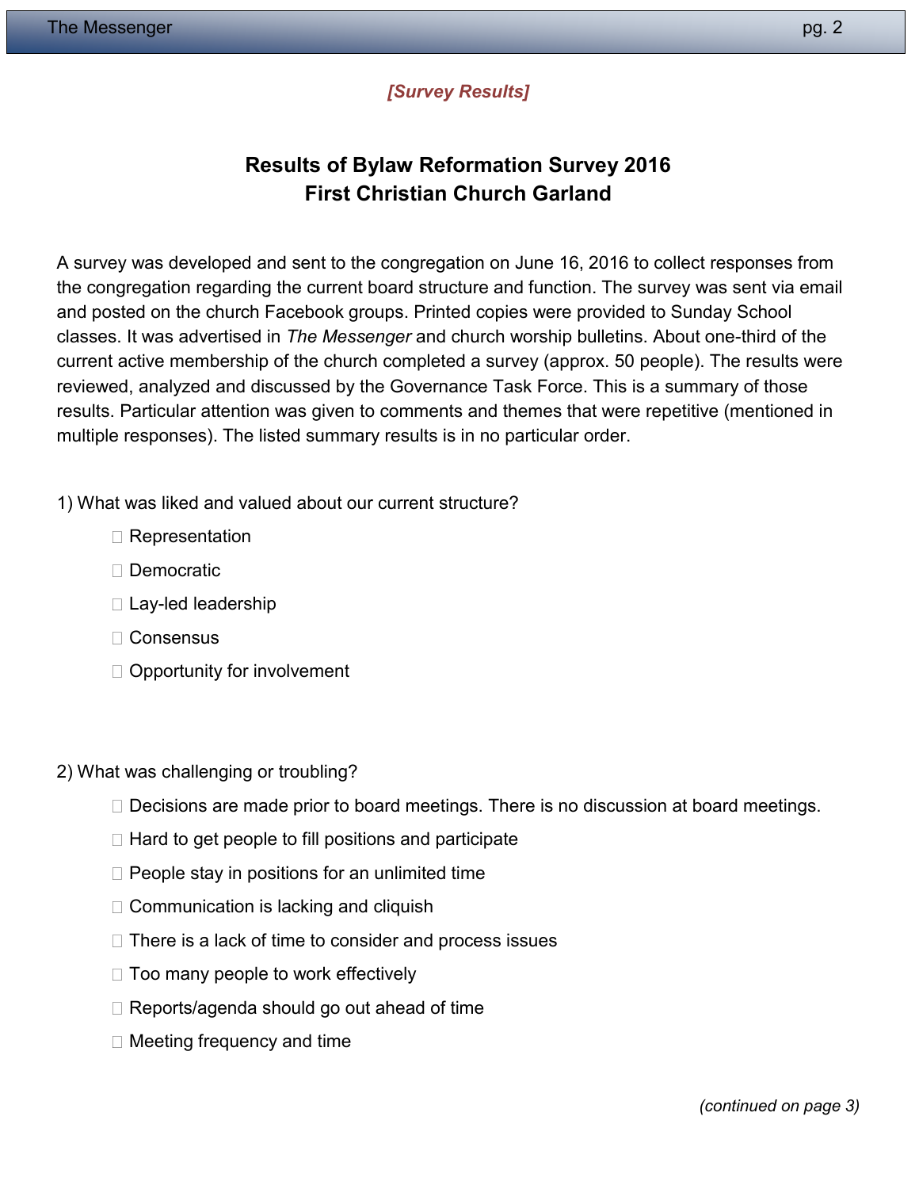*[Survey Results]*

## Results of Bylaw Reformation Survey 2016
## First Christian Church Garland

A survey was developed and sent to the congregation on June 16, 2016 to collect responses from the congregation regarding the current board structure and function. The survey was sent via email and posted on the church Facebook groups. Printed copies were provided to Sunday School classes. It was advertised in *The Messenger* and church worship bulletins. About one-third of the current active membership of the church completed a survey (approx. 50 people). The results were reviewed, analyzed and discussed by the Governance Task Force. This is a summary of those results. Particular attention was given to comments and themes that were repetitive (mentioned in multiple responses). The listed summary results is in no particular order.

1) What was liked and valued about our current structure?

- Representation
- Democratic
- Lay-led leadership
- Consensus
- Opportunity for involvement

2) What was challenging or troubling?

- Decisions are made prior to board meetings. There is no discussion at board meetings.
- Hard to get people to fill positions and participate
- People stay in positions for an unlimited time
- Communication is lacking and cliquish
- There is a lack of time to consider and process issues
- Too many people to work effectively
- Reports/agenda should go out ahead of time
- Meeting frequency and time

*(continued on page 3)*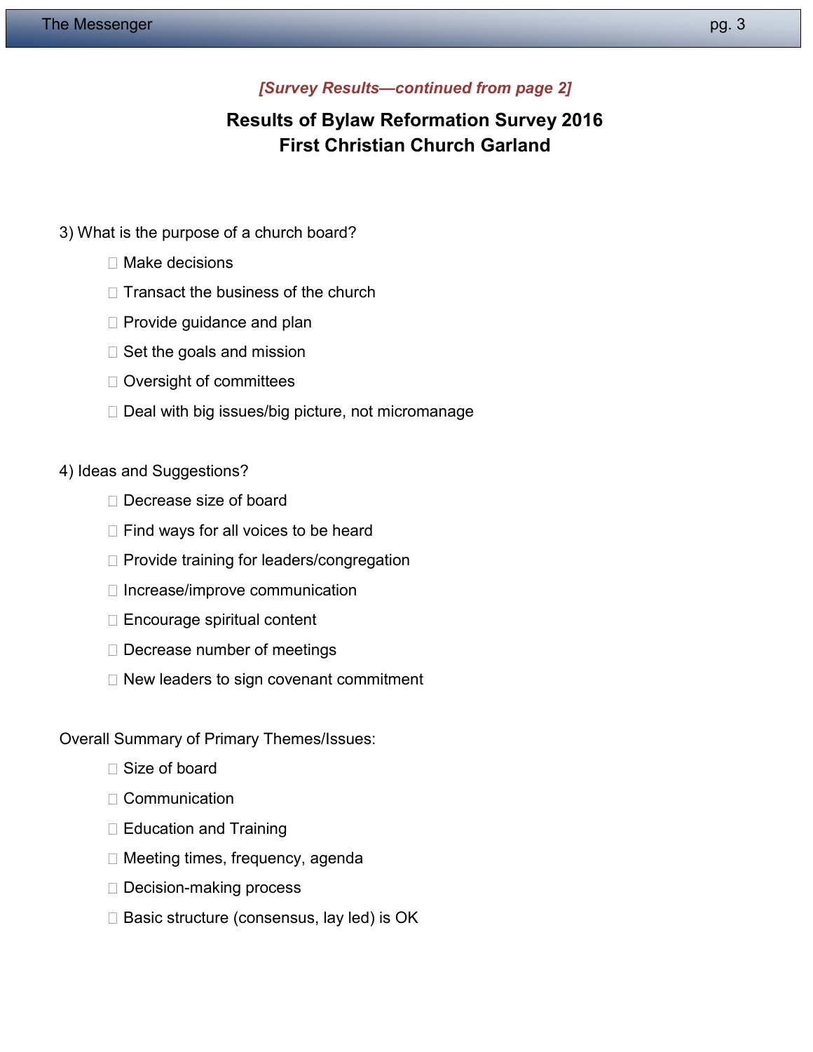*[Survey Results—continued from page 2]*

## Results of Bylaw Reformation Survey 2016
## First Christian Church Garland

3) What is the purpose of a church board?

- Make decisions
- Transact the business of the church
- Provide guidance and plan
- Set the goals and mission
- Oversight of committees
- Deal with big issues/big picture, not micromanage

4) Ideas and Suggestions?

- Decrease size of board
- Find ways for all voices to be heard
- Provide training for leaders/congregation
- Increase/improve communication
- Encourage spiritual content
- Decrease number of meetings
- New leaders to sign covenant commitment

Overall Summary of Primary Themes/Issues:

- Size of board
- Communication
- Education and Training
- Meeting times, frequency, agenda
- Decision-making process
- Basic structure (consensus, lay led) is OK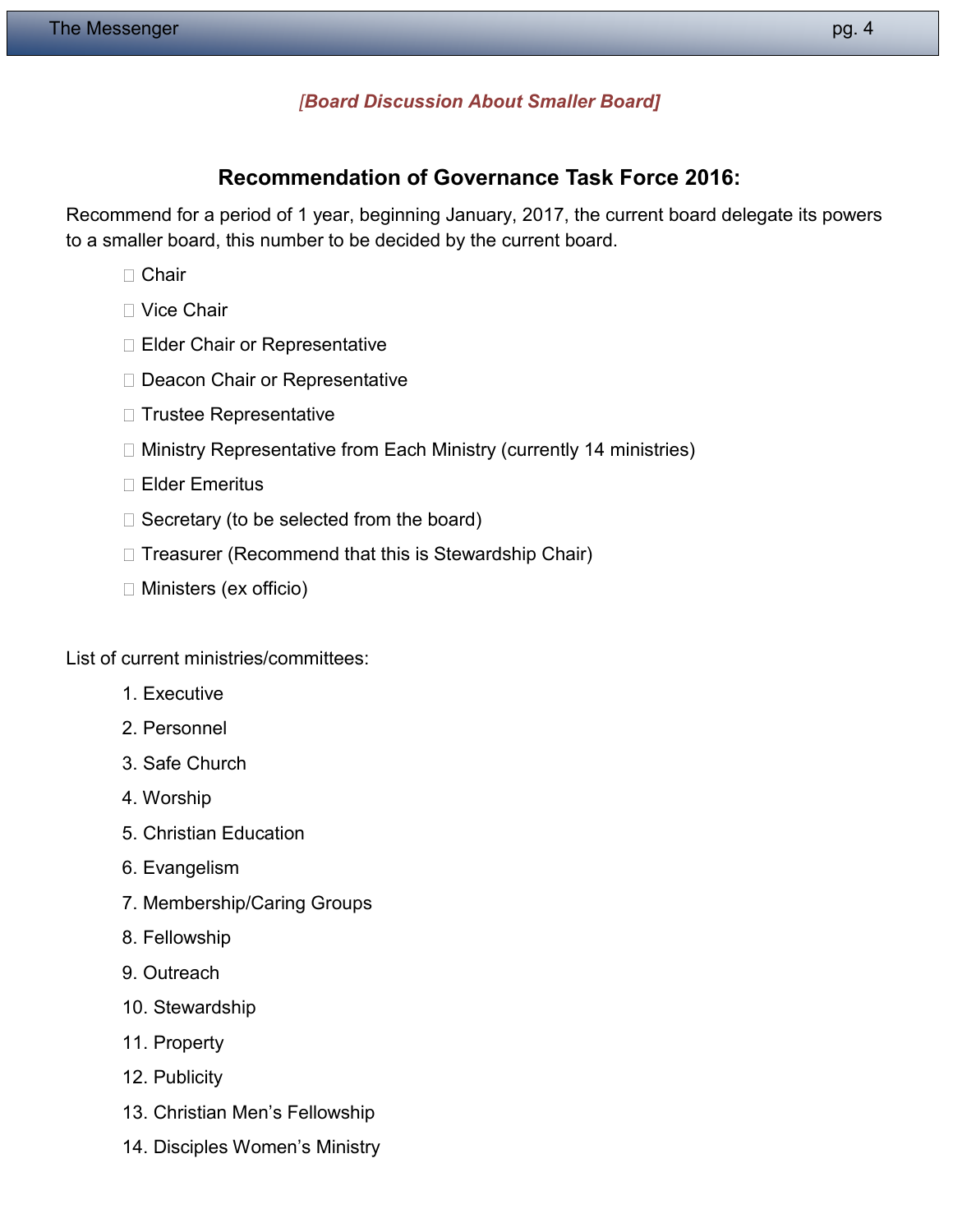*[Board Discussion About Smaller Board]*

## Recommendation of Governance Task Force 2016:

Recommend for a period of 1 year, beginning January, 2017, the current board delegate its powers to a smaller board, this number to be decided by the current board.

- Chair
- Vice Chair
- Elder Chair or Representative
- Deacon Chair or Representative
- Trustee Representative
- Ministry Representative from Each Ministry (currently 14 ministries)
- Elder Emeritus
- Secretary (to be selected from the board)
- Treasurer (Recommend that this is Stewardship Chair)
- Ministers (ex officio)

List of current ministries/committees:

1. Executive
2. Personnel
3. Safe Church
4. Worship
5. Christian Education
6. Evangelism
7. Membership/Caring Groups
8. Fellowship
9. Outreach
10. Stewardship
11. Property
12. Publicity
13. Christian Men's Fellowship
14. Disciples Women's Ministry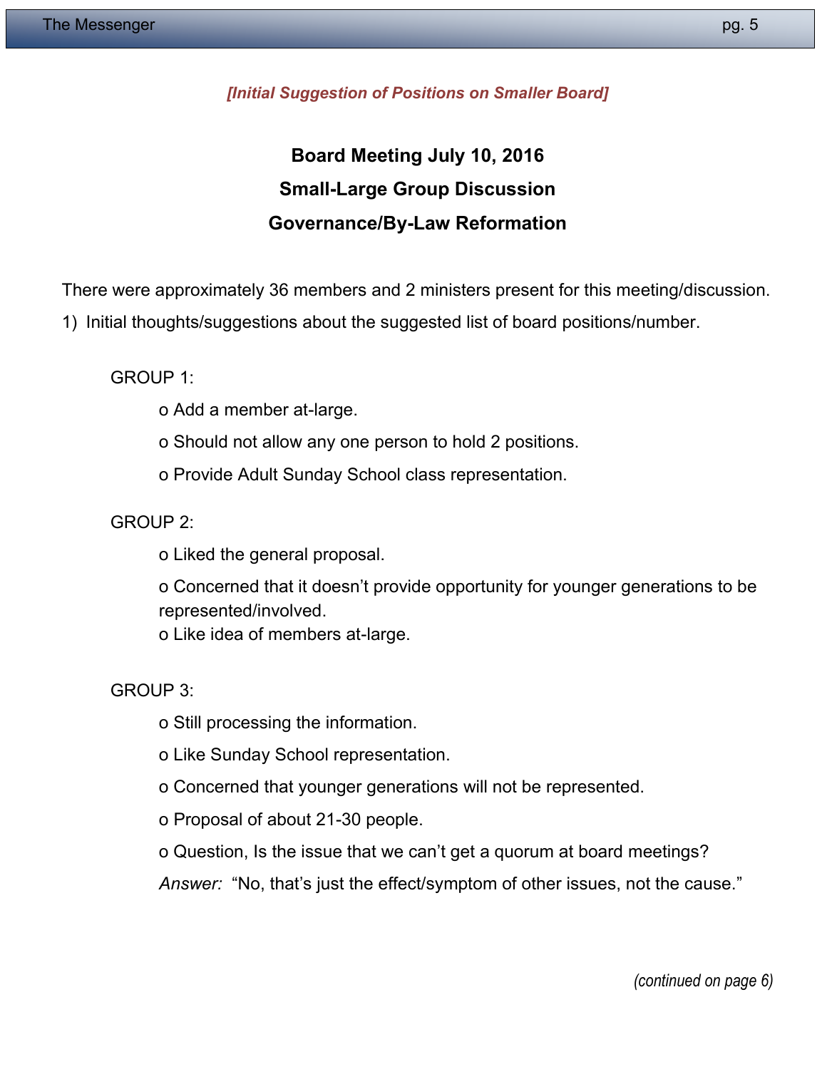*[Initial Suggestion of Positions on Smaller Board]*

## Board Meeting July 10, 2016
## Small-Large Group Discussion
## Governance/By-Law Reformation

There were approximately 36 members and 2 ministers present for this meeting/discussion.

1) Initial thoughts/suggestions about the suggested list of board positions/number.

GROUP 1:

- o Add a member at-large.
- o Should not allow any one person to hold 2 positions.
- o Provide Adult Sunday School class representation.

GROUP 2:

- o Liked the general proposal.
- o Concerned that it doesn't provide opportunity for younger generations to be represented/involved.
- o Like idea of members at-large.

GROUP 3:

- o Still processing the information.
- o Like Sunday School representation.
- o Concerned that younger generations will not be represented.
- o Proposal of about 21-30 people.
- o Question, Is the issue that we can't get a quorum at board meetings?

  *Answer:* "No, that's just the effect/symptom of other issues, not the cause."

*(continued on page 6)*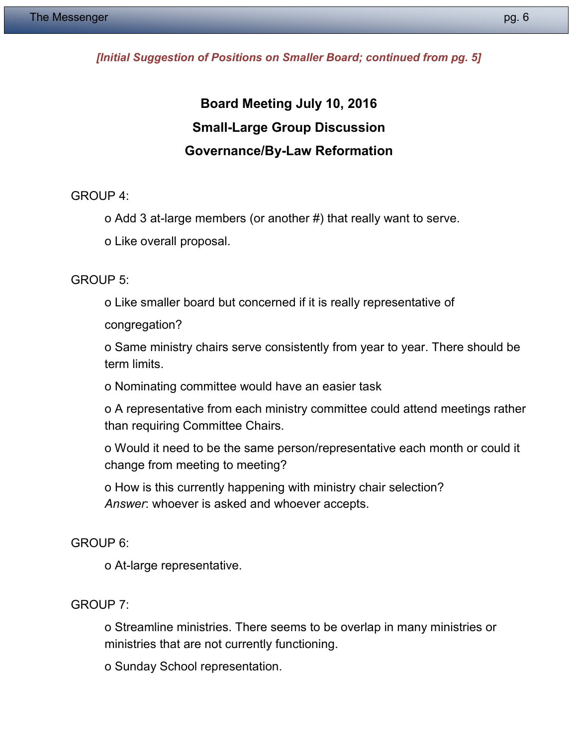*[Initial Suggestion of Positions on Smaller Board; continued from pg. 5]*

## Board Meeting July 10, 2016
## Small-Large Group Discussion
## Governance/By-Law Reformation

GROUP 4:

- Add 3 at-large members (or another #) that really want to serve.
- Like overall proposal.

GROUP 5:

- Like smaller board but concerned if it is really representative of congregation?
- Same ministry chairs serve consistently from year to year. There should be term limits.
- Nominating committee would have an easier task
- A representative from each ministry committee could attend meetings rather than requiring Committee Chairs.
- Would it need to be the same person/representative each month or could it change from meeting to meeting?
- How is this currently happening with ministry chair selection?
  *Answer*: whoever is asked and whoever accepts.

GROUP 6:

- At-large representative.

GROUP 7:

- Streamline ministries. There seems to be overlap in many ministries or ministries that are not currently functioning.
- Sunday School representation.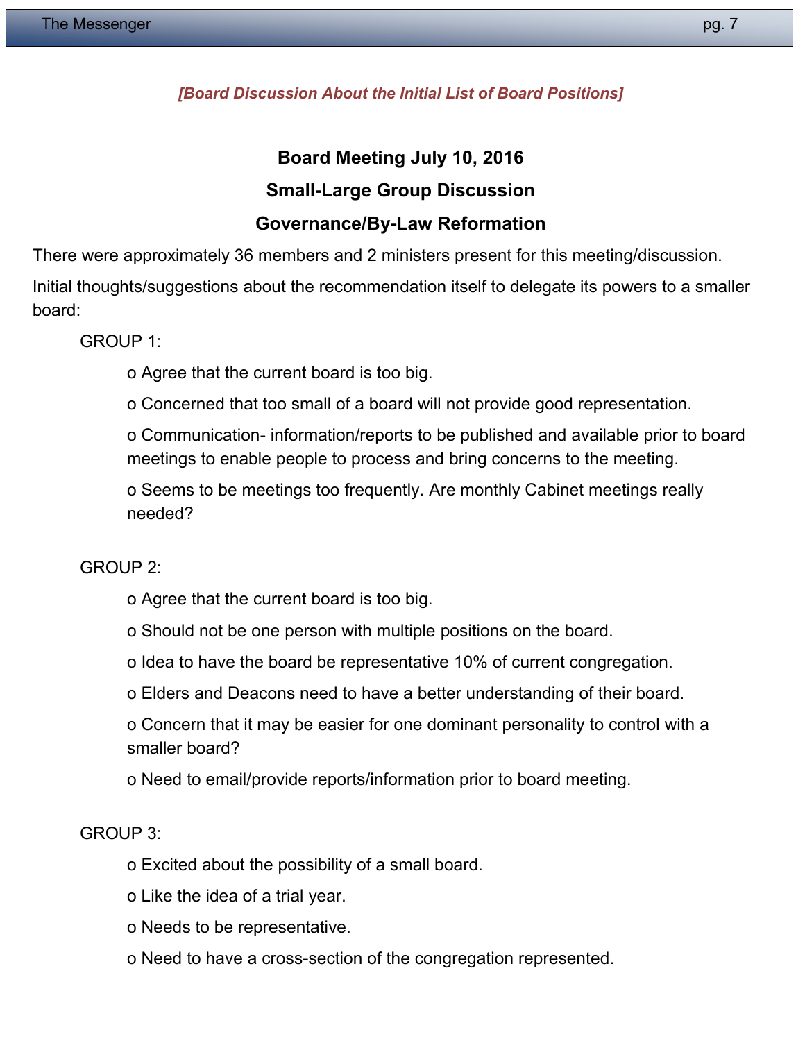*[Board Discussion About the Initial List of Board Positions]*

## Board Meeting July 10, 2016

## Small-Large Group Discussion

## Governance/By-Law Reformation

There were approximately 36 members and 2 ministers present for this meeting/discussion.

Initial thoughts/suggestions about the recommendation itself to delegate its powers to a smaller board:

GROUP 1:

- Agree that the current board is too big.
- Concerned that too small of a board will not provide good representation.
- Communication- information/reports to be published and available prior to board meetings to enable people to process and bring concerns to the meeting.
- Seems to be meetings too frequently. Are monthly Cabinet meetings really needed?

GROUP 2:

- Agree that the current board is too big.
- Should not be one person with multiple positions on the board.
- Idea to have the board be representative 10% of current congregation.
- Elders and Deacons need to have a better understanding of their board.
- Concern that it may be easier for one dominant personality to control with a smaller board?
- Need to email/provide reports/information prior to board meeting.

GROUP 3:

- Excited about the possibility of a small board.
- Like the idea of a trial year.
- Needs to be representative.
- Need to have a cross-section of the congregation represented.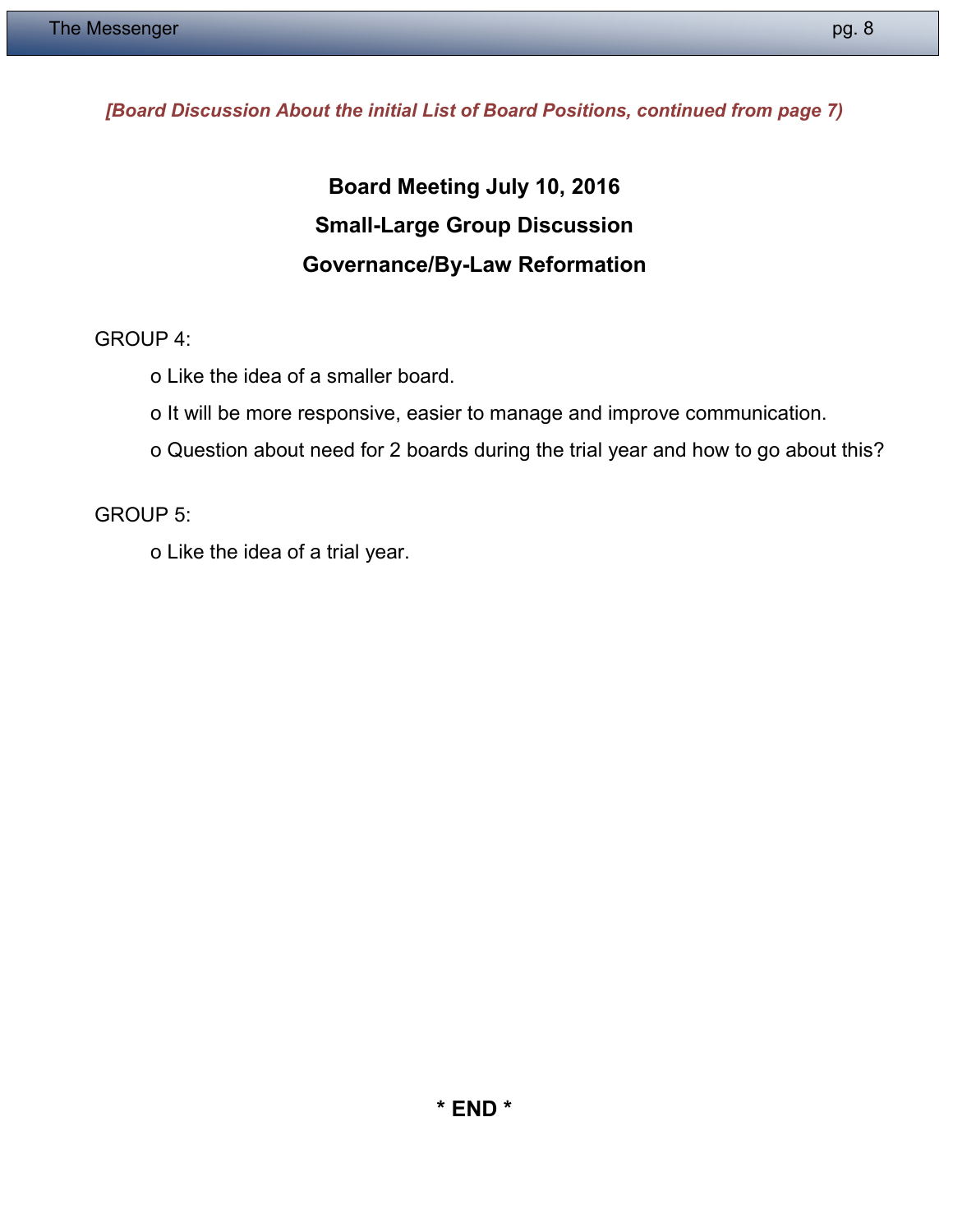*[Board Discussion About the initial List of Board Positions, continued from page 7)*

**Board Meeting July 10, 2016**

**Small-Large Group Discussion**

**Governance/By-Law Reformation**

GROUP 4:

- Like the idea of a smaller board.
- It will be more responsive, easier to manage and improve communication.
- Question about need for 2 boards during the trial year and how to go about this?

GROUP 5:

- Like the idea of a trial year.

**\* END \***